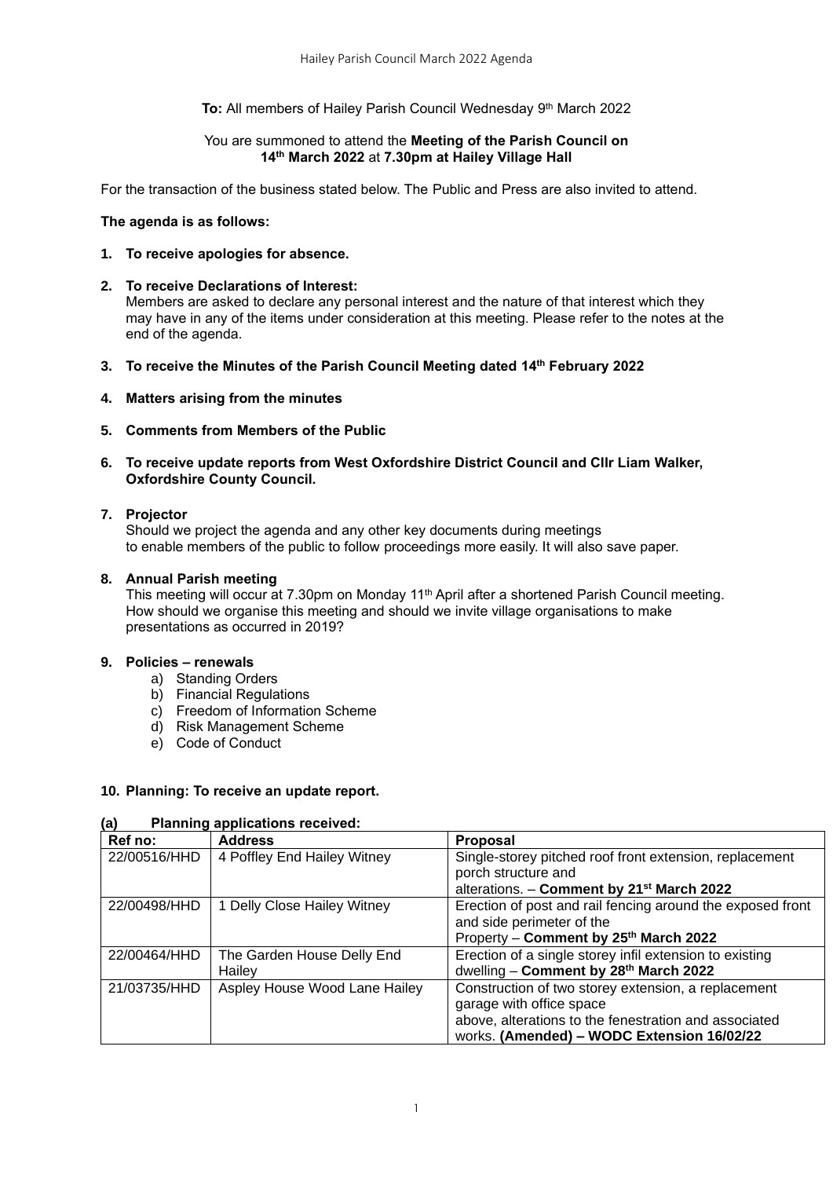**To:** All members of Hailey Parish Council Wednesday 9th March 2022

You are summoned to attend the **Meeting of the Parish Council on 14th March 2022** at **7.30pm at Hailey Village Hall**

For the transaction of the business stated below. The Public and Press are also invited to attend.

**The agenda is as follows:**

1. **To receive apologies for absence.**

2. **To receive Declarations of Interest:**
   Members are asked to declare any personal interest and the nature of that interest which they may have in any of the items under consideration at this meeting. Please refer to the notes at the end of the agenda.

3. **To receive the Minutes of the Parish Council Meeting dated 14th February 2022**

4. **Matters arising from the minutes**

5. **Comments from Members of the Public**

6. **To receive update reports from West Oxfordshire District Council and Cllr Liam Walker, Oxfordshire County Council.**

7. **Projector**
   Should we project the agenda and any other key documents during meetings to enable members of the public to follow proceedings more easily. It will also save paper.

8. **Annual Parish meeting**
   This meeting will occur at 7.30pm on Monday 11th April after a shortened Parish Council meeting. How should we organise this meeting and should we invite village organisations to make presentations as occurred in 2019?

9. **Policies – renewals**
   a) Standing Orders
   b) Financial Regulations
   c) Freedom of Information Scheme
   d) Risk Management Scheme
   e) Code of Conduct

10. **Planning: To receive an update report.**

**(a) Planning applications received:**

| Ref no: | Address | Proposal |
|---|---|---|
| 22/00516/HHD | 4 Poffley End Hailey Witney | Single-storey pitched roof front extension, replacement porch structure and alterations. – **Comment by 21st March 2022** |
| 22/00498/HHD | 1 Delly Close Hailey Witney | Erection of post and rail fencing around the exposed front and side perimeter of the Property – **Comment by 25th March 2022** |
| 22/00464/HHD | The Garden House Delly End Hailey | Erection of a single storey infil extension to existing dwelling – **Comment by 28th March 2022** |
| 21/03735/HHD | Aspley House Wood Lane Hailey | Construction of two storey extension, a replacement garage with office space above, alterations to the fenestration and associated works. **(Amended) – WODC Extension 16/02/22** |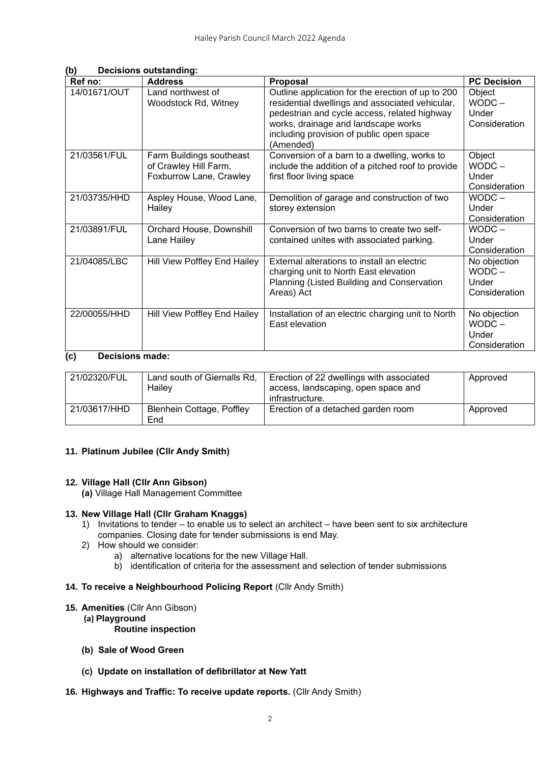**(b) Decisions outstanding:**

| Ref no: | Address | Proposal | PC Decision |
|---|---|---|---|
| 14/01671/OUT | Land northwest of Woodstock Rd, Witney | Outline application for the erection of up to 200 residential dwellings and associated vehicular, pedestrian and cycle access, related highway works, drainage and landscape works including provision of public open space (Amended) | Object WODC – Under Consideration |
| 21/03561/FUL | Farm Buildings southeast of Crawley Hill Farm, Foxburrow Lane, Crawley | Conversion of a barn to a dwelling, works to include the addition of a pitched roof to provide first floor living space | Object WODC – Under Consideration |
| 21/03735/HHD | Aspley House, Wood Lane, Hailey | Demolition of garage and construction of two storey extension | WODC – Under Consideration |
| 21/03891/FUL | Orchard House, Downshill Lane Hailey | Conversion of two barns to create two self-contained unites with associated parking. | WODC – Under Consideration |
| 21/04085/LBC | Hill View Poffley End Hailey | External alterations to install an electric charging unit to North East elevation Planning (Listed Building and Conservation Areas) Act | No objection WODC – Under Consideration |
| 22/00055/HHD | Hill View Poffley End Hailey | Installation of an electric charging unit to North East elevation | No objection WODC – Under Consideration |

**(c) Decisions made:**

| | | | |
|---|---|---|---|
| 21/02320/FUL | Land south of Giernalls Rd, Hailey | Erection of 22 dwellings with associated access, landscaping, open space and infrastructure. | Approved |
| 21/03617/HHD | Blenhein Cottage, Poffley End | Erection of a detached garden room | Approved |

**11. Platinum Jubilee (Cllr Andy Smith)**

**12. Village Hall (Cllr Ann Gibson)**

**(a)** Village Hall Management Committee

**13. New Village Hall (Cllr Graham Knaggs)**

1) Invitations to tender – to enable us to select an architect – have been sent to six architecture companies. Closing date for tender submissions is end May.
2) How should we consider:
   a) alternative locations for the new Village Hall.
   b) identification of criteria for the assessment and selection of tender submissions

**14. To receive a Neighbourhood Policing Report** (Cllr Andy Smith)

**15. Amenities** (Cllr Ann Gibson)

**(a) Playground**

**Routine inspection**

**(b) Sale of Wood Green**

**(c) Update on installation of defibrillator at New Yatt**

**16. Highways and Traffic: To receive update reports.** (Cllr Andy Smith)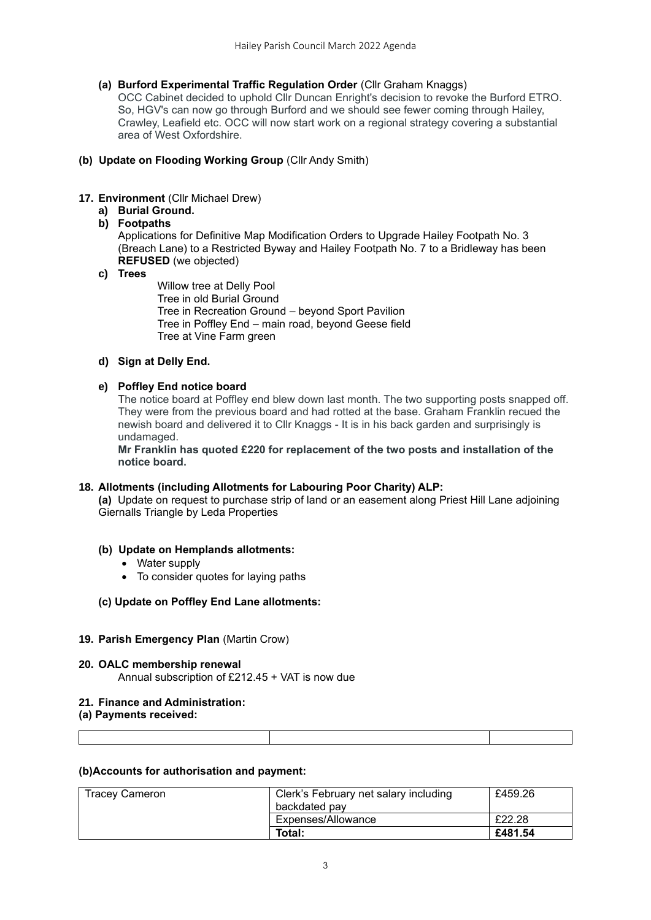**(a) Burford Experimental Traffic Regulation Order** (Cllr Graham Knaggs)

OCC Cabinet decided to uphold Cllr Duncan Enright's decision to revoke the Burford ETRO. So, HGV's can now go through Burford and we should see fewer coming through Hailey, Crawley, Leafield etc. OCC will now start work on a regional strategy covering a substantial area of West Oxfordshire.

**(b) Update on Flooding Working Group** (Cllr Andy Smith)

**17. Environment** (Cllr Michael Drew)

**a) Burial Ground.**

**b) Footpaths**

Applications for Definitive Map Modification Orders to Upgrade Hailey Footpath No. 3 (Breach Lane) to a Restricted Byway and Hailey Footpath No. 7 to a Bridleway has been **REFUSED** (we objected)

**c) Trees**

Willow tree at Delly Pool
Tree in old Burial Ground
Tree in Recreation Ground – beyond Sport Pavilion
Tree in Poffley End – main road, beyond Geese field
Tree at Vine Farm green

**d) Sign at Delly End.**

**e) Poffley End notice board**

The notice board at Poffley end blew down last month. The two supporting posts snapped off. They were from the previous board and had rotted at the base. Graham Franklin recued the newish board and delivered it to Cllr Knaggs - It is in his back garden and surprisingly is undamaged.

**Mr Franklin has quoted £220 for replacement of the two posts and installation of the notice board.**

**18. Allotments (including Allotments for Labouring Poor Charity) ALP:**

**(a)** Update on request to purchase strip of land or an easement along Priest Hill Lane adjoining Giernalls Triangle by Leda Properties

**(b) Update on Hemplands allotments:**

- Water supply
- To consider quotes for laying paths

**(c) Update on Poffley End Lane allotments:**

**19. Parish Emergency Plan** (Martin Crow)

**20. OALC membership renewal**

Annual subscription of £212.45 + VAT is now due

**21. Finance and Administration:**

**(a) Payments received:**

| | | |
|---|---|---|

**(b)Accounts for authorisation and payment:**

| | | |
|---|---|---|
| Tracey Cameron | Clerk's February net salary including backdated pay | £459.26 |
| | Expenses/Allowance | £22.28 |
| | **Total:** | **£481.54** |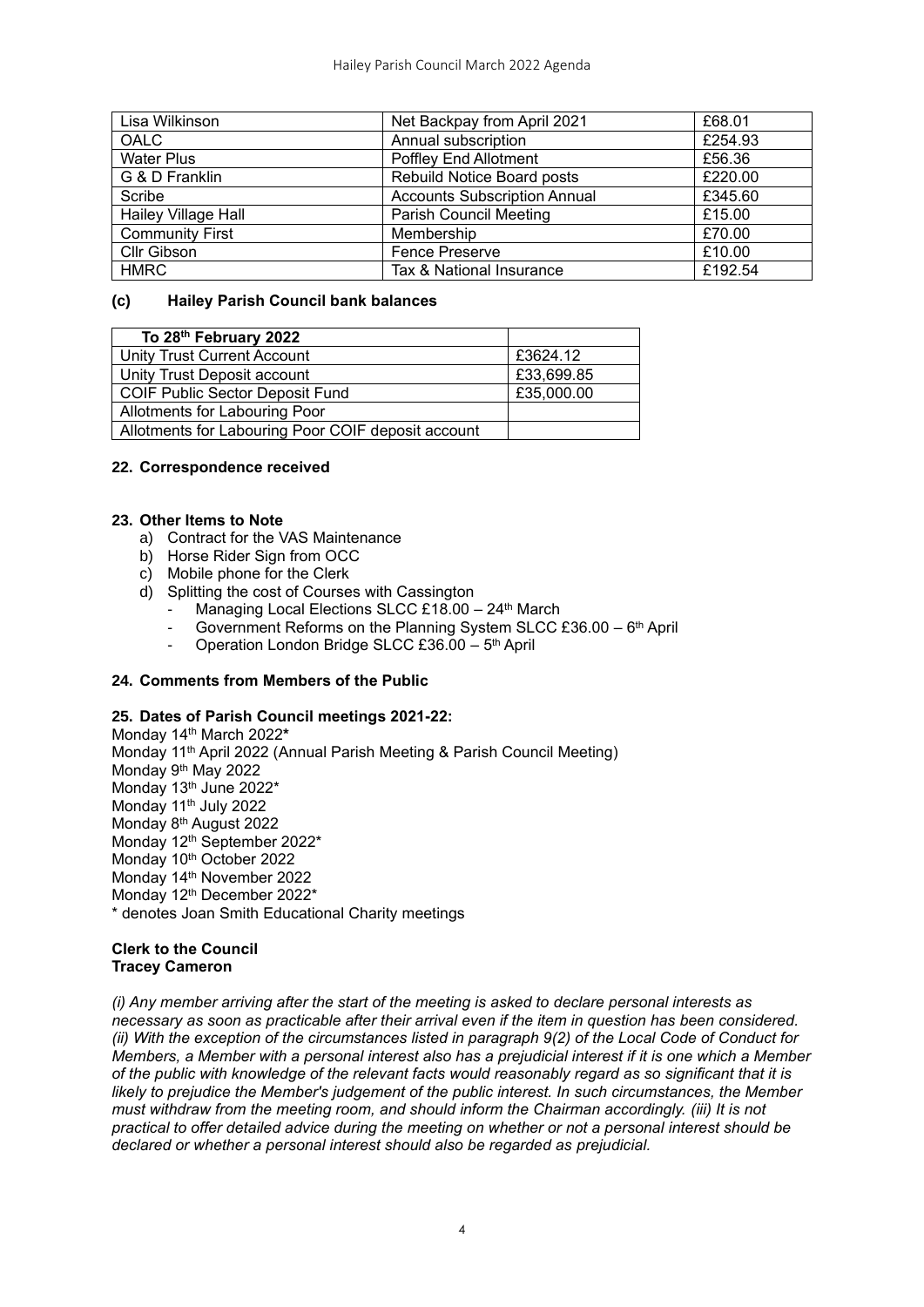| Lisa Wilkinson | Net Backpay from April 2021 | £68.01 |
|---|---|---|
| OALC | Annual subscription | £254.93 |
| Water Plus | Poffley End Allotment | £56.36 |
| G & D Franklin | Rebuild Notice Board posts | £220.00 |
| Scribe | Accounts Subscription Annual | £345.60 |
| Hailey Village Hall | Parish Council Meeting | £15.00 |
| Community First | Membership | £70.00 |
| Cllr Gibson | Fence Preserve | £10.00 |
| HMRC | Tax & National Insurance | £192.54 |

**(c) Hailey Parish Council bank balances**

| To 28th February 2022 | |
|---|---|
| Unity Trust Current Account | £3624.12 |
| Unity Trust Deposit account | £33,699.85 |
| COIF Public Sector Deposit Fund | £35,000.00 |
| Allotments for Labouring Poor | |
| Allotments for Labouring Poor COIF deposit account | |

**22. Correspondence received**

**23. Other Items to Note**

a) Contract for the VAS Maintenance
b) Horse Rider Sign from OCC
c) Mobile phone for the Clerk
d) Splitting the cost of Courses with Cassington
   - Managing Local Elections SLCC £18.00 – 24th March
   - Government Reforms on the Planning System SLCC £36.00 – 6th April
   - Operation London Bridge SLCC £36.00 – 5th April

**24. Comments from Members of the Public**

**25. Dates of Parish Council meetings 2021-22:**

Monday 14th March 2022*
Monday 11th April 2022 (Annual Parish Meeting & Parish Council Meeting)
Monday 9th May 2022
Monday 13th June 2022*
Monday 11th July 2022
Monday 8th August 2022
Monday 12th September 2022*
Monday 10th October 2022
Monday 14th November 2022
Monday 12th December 2022*
* denotes Joan Smith Educational Charity meetings

**Clerk to the Council**
**Tracey Cameron**

*(i) Any member arriving after the start of the meeting is asked to declare personal interests as necessary as soon as practicable after their arrival even if the item in question has been considered. (ii) With the exception of the circumstances listed in paragraph 9(2) of the Local Code of Conduct for Members, a Member with a personal interest also has a prejudicial interest if it is one which a Member of the public with knowledge of the relevant facts would reasonably regard as so significant that it is likely to prejudice the Member's judgement of the public interest. In such circumstances, the Member must withdraw from the meeting room, and should inform the Chairman accordingly. (iii) It is not practical to offer detailed advice during the meeting on whether or not a personal interest should be declared or whether a personal interest should also be regarded as prejudicial.*